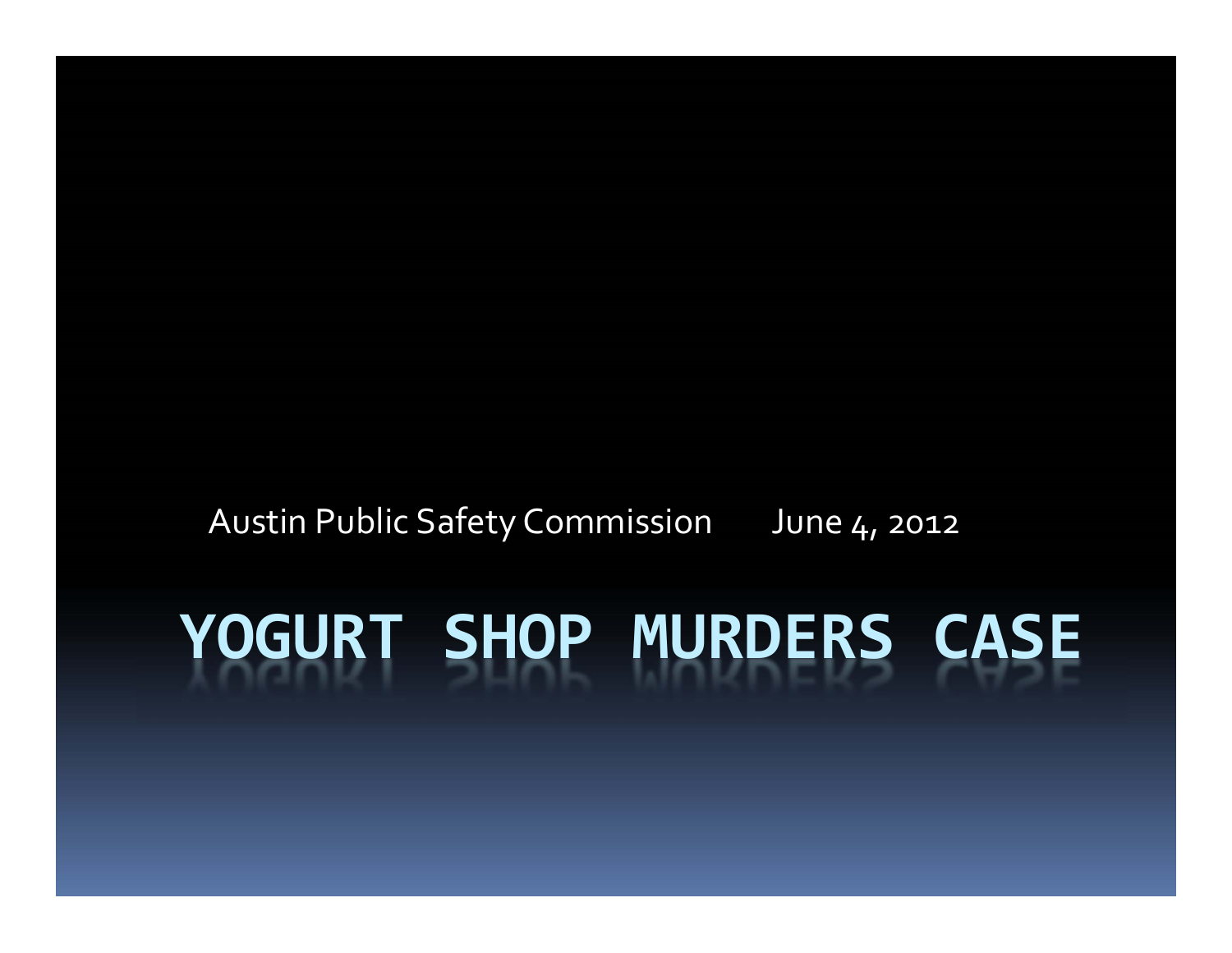Austin Public Safety Commission June 4, 2012

# YOGURT SHOP MURDERS CASE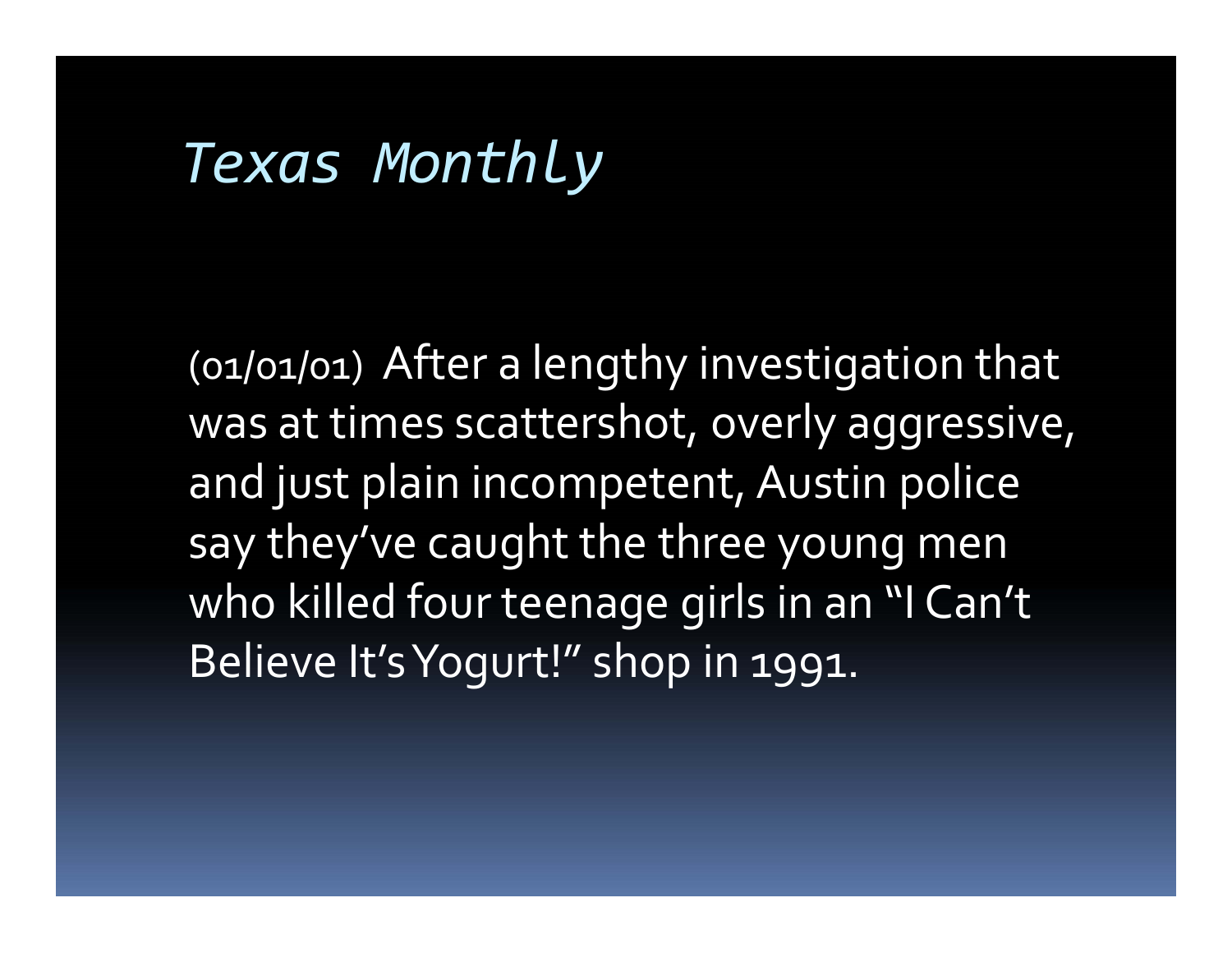# *Texas Monthly*

(01/01/01) After a lengthy investigation that was at times scattershot, overly aggressive, and just plain incompetent, Austin police say they've caught the three young men who killed four teenage girls in an "I Can't Believe It's Yogurt!" shop in 1991.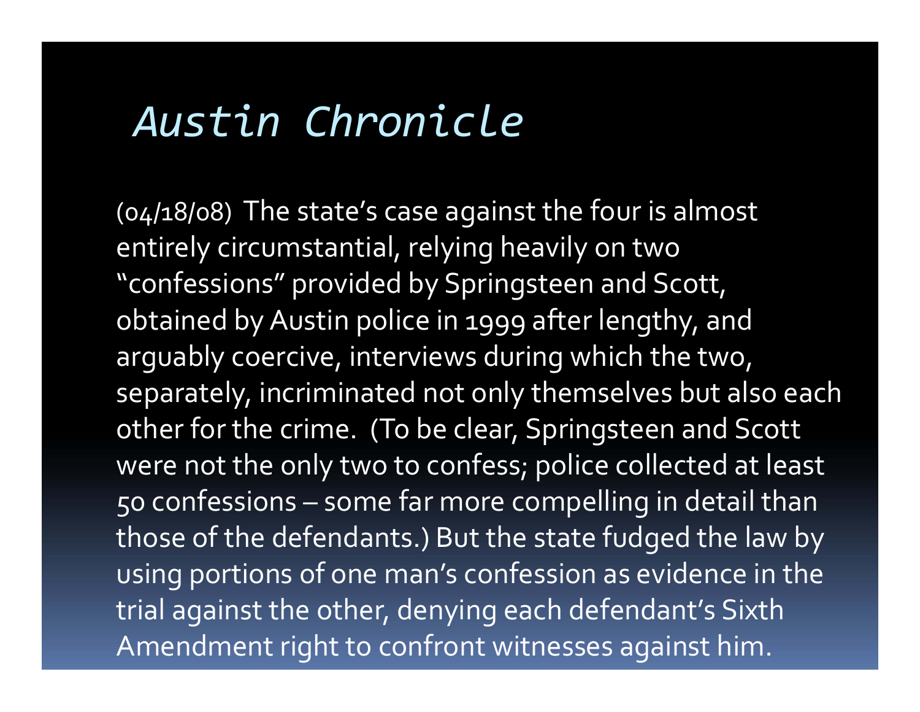# *Austin Chronicle*

(04/18/08) The state's case against the four is almost entirely circumstantial, relying heavily on two "confessions" provided by Springsteen and Scott, obtained by Austin police in 1999 after lengthy, and arguably coercive, interviews during which the two, separately, incriminated not only themselves but also each other for the crime. (To be clear, Springsteen and Scott were not the only two to confess; police collected at least 50 confessions – some far more compelling in detail than those of the defendants.) But the state fudged the law by using portions of one man's confession as evidence in the trial against the other, denying each defendant's Sixth Amendment right to confront witnesses against him.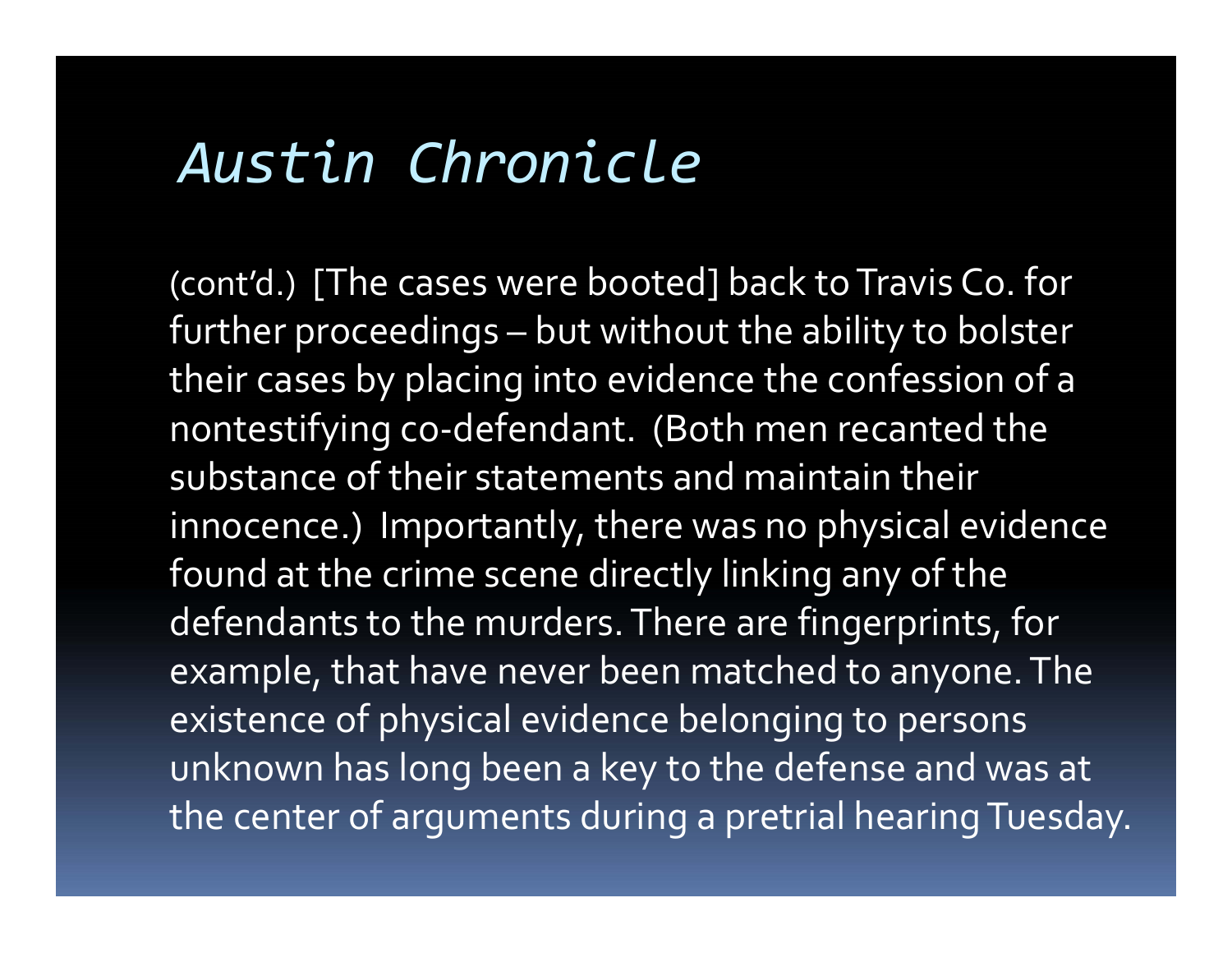# *Austin Chronicle*

(cont'd.) [The cases were booted] back to Travis Co. for further proceedings – but without the ability to bolster their cases by placing into evidence the confession of a nontestifying co-defendant. (Both men recanted the substance of their statements and maintain their innocence.) Importantly, there was no physical evidence found at the crime scene directly linking any of the defendants to the murders. There are fingerprints, for example, that have never been matched to anyone. The existence of physical evidence belonging to persons unknown has long been a key to the defense and was at the center of arguments during a pretrial hearing Tuesday.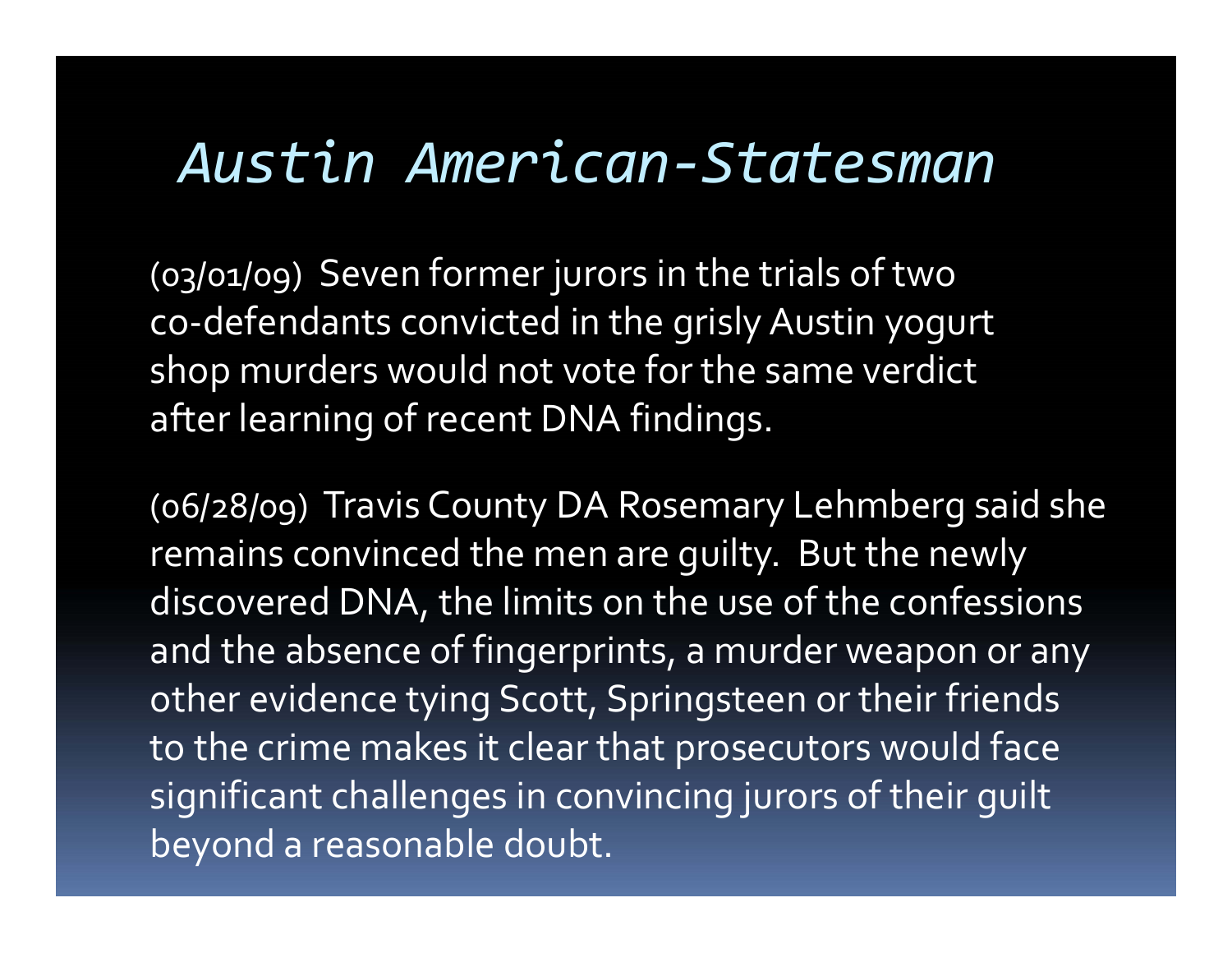# *Austin American-Statesman*

(03/01/09) Seven former jurors in the trials of two co-defendants convicted in the grisly Austin yogurt shop murders would not vote for the same verdict after learning of recent DNA findings.

(06/28/09) Travis County DA Rosemary Lehmberg said she remains convinced the men are guilty. But the newly discovered DNA, the limits on the use of the confessions and the absence of fingerprints, a murder weapon or any other evidence tying Scott, Springsteen or their friends to the crime makes it clear that prosecutors would face significant challenges in convincing jurors of their guilt beyond a reasonable doubt.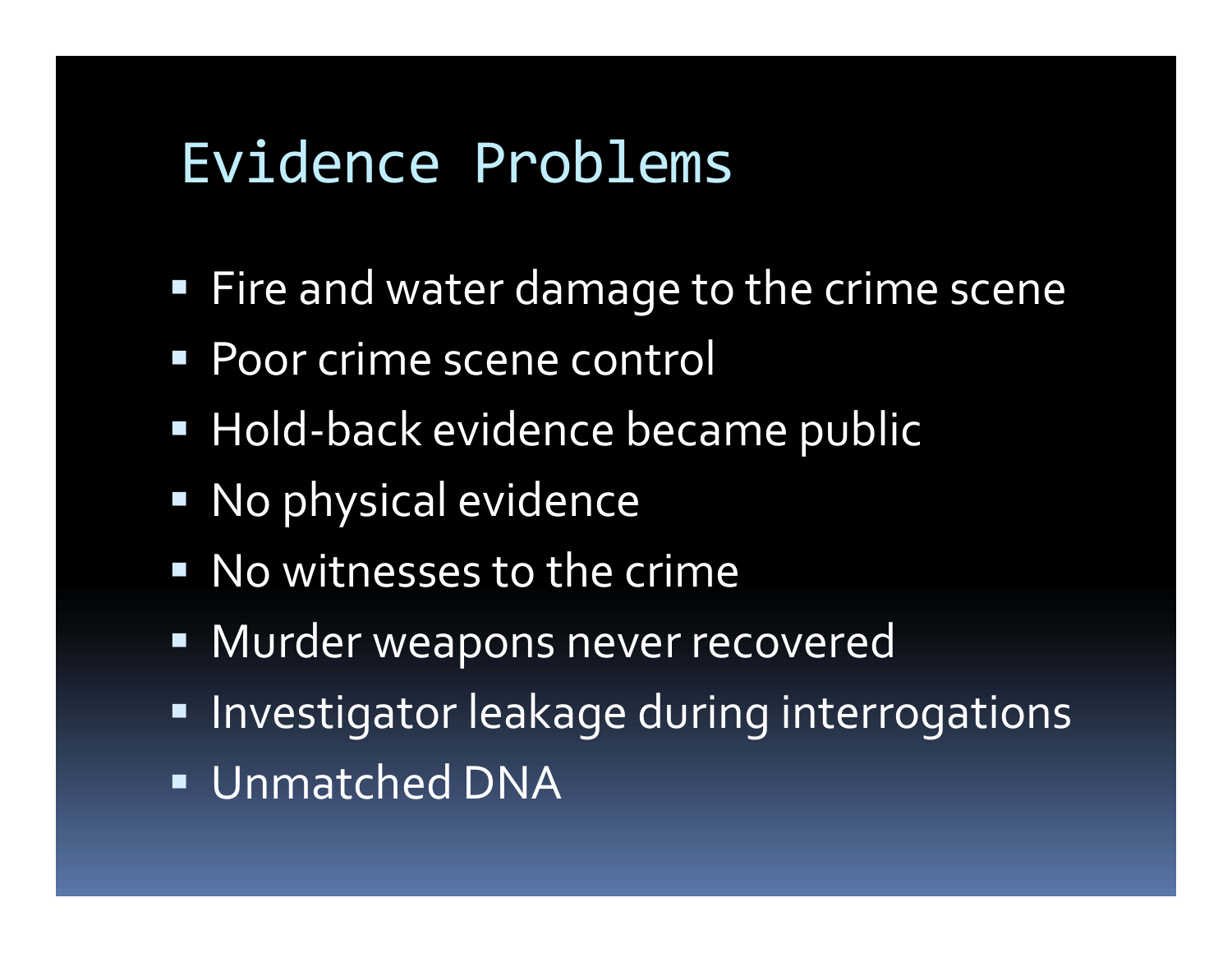# Evidence Problems

- Fire and water damage to the crime scene
- Poor crime scene control
- Hold-back evidence became public
- No physical evidence
- No witnesses to the crime
- Murder weapons never recovered
- Investigator leakage during interrogations
- Unmatched DNA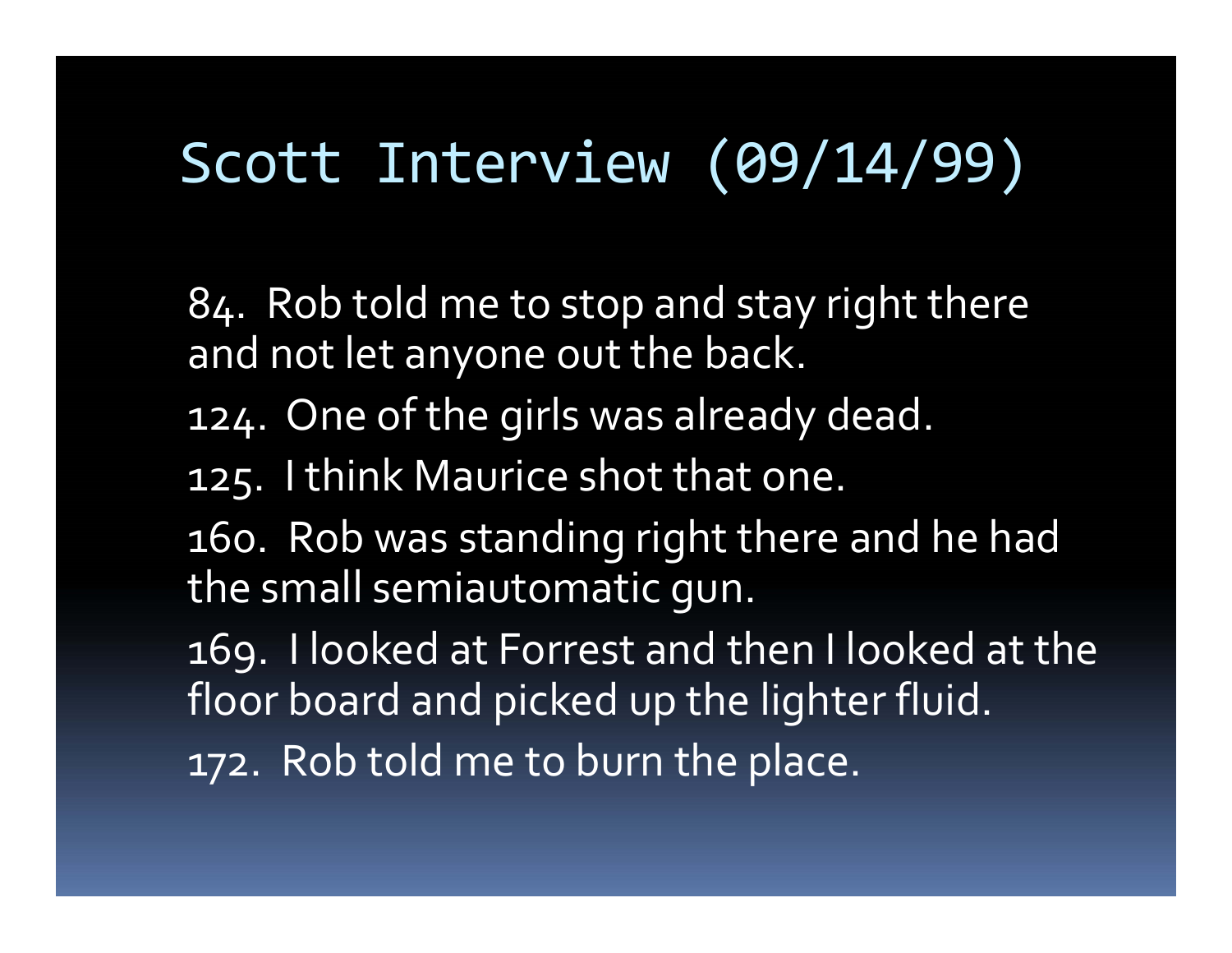# Scott Interview (09/14/99)

84. Rob told me to stop and stay right there and not let anyone out the back.

124. One of the girls was already dead.

125. I think Maurice shot that one.

160. Rob was standing right there and he had the small semiautomatic gun.

169. I looked at Forrest and then I looked at the floor board and picked up the lighter fluid.

172. Rob told me to burn the place.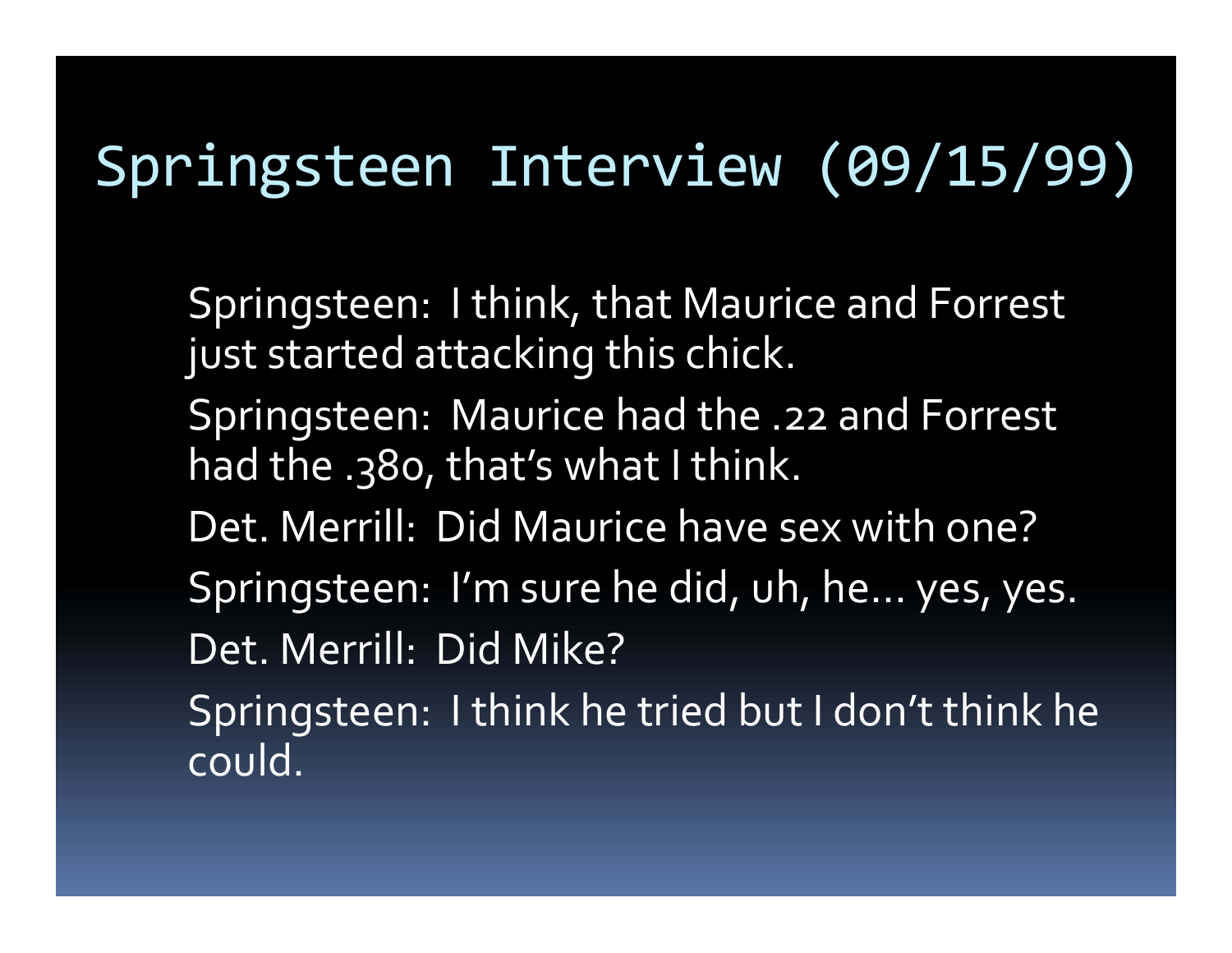# Springsteen Interview (09/15/99)

Springsteen: I think, that Maurice and Forrest just started attacking this chick.

Springsteen: Maurice had the .22 and Forrest had the .380, that's what I think.

Det. Merrill: Did Maurice have sex with one?

Springsteen: I'm sure he did, uh, he… yes, yes.

Det. Merrill: Did Mike?

Springsteen: I think he tried but I don't think he could.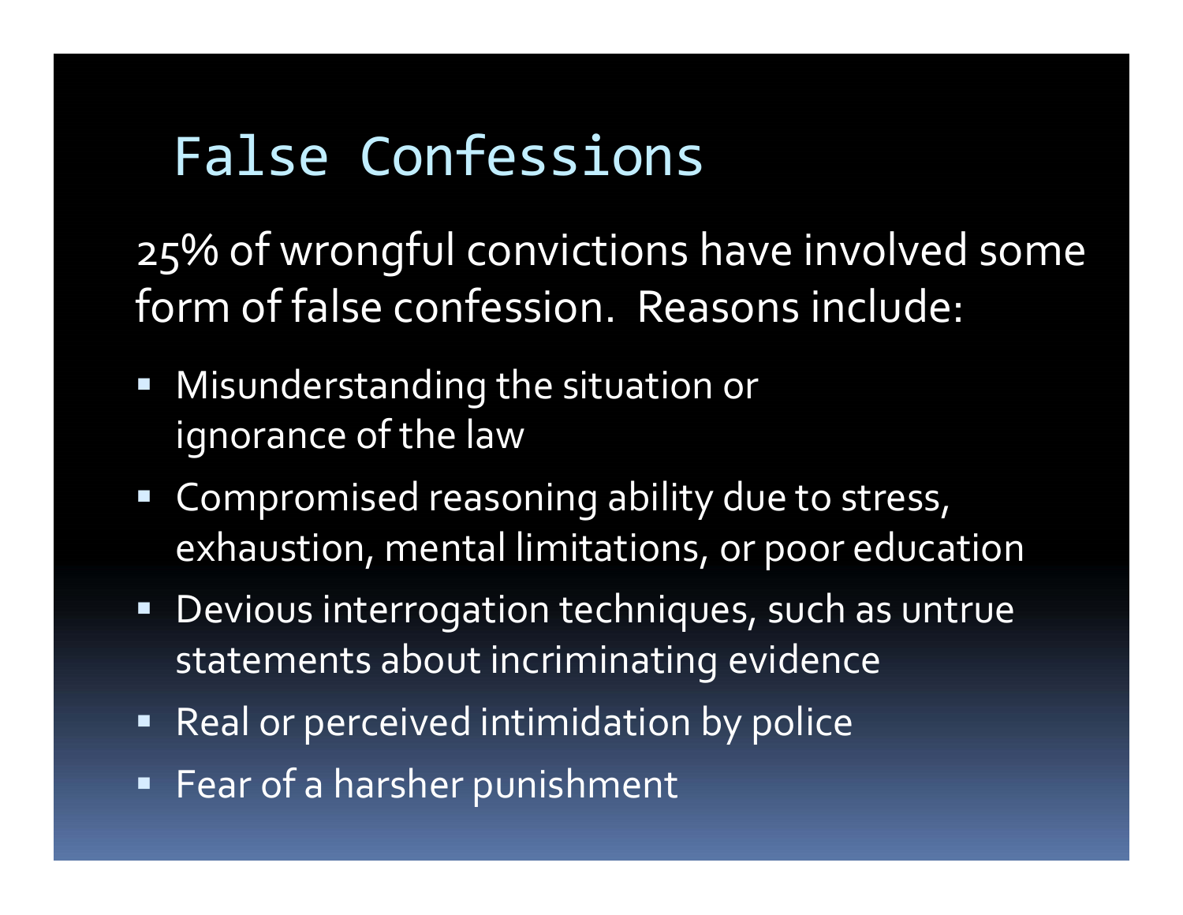# False Confessions

25% of wrongful convictions have involved some form of false confession. Reasons include:

- Misunderstanding the situation or ignorance of the law
- Compromised reasoning ability due to stress, exhaustion, mental limitations, or poor education
- Devious interrogation techniques, such as untrue statements about incriminating evidence
- Real or perceived intimidation by police
- Fear of a harsher punishment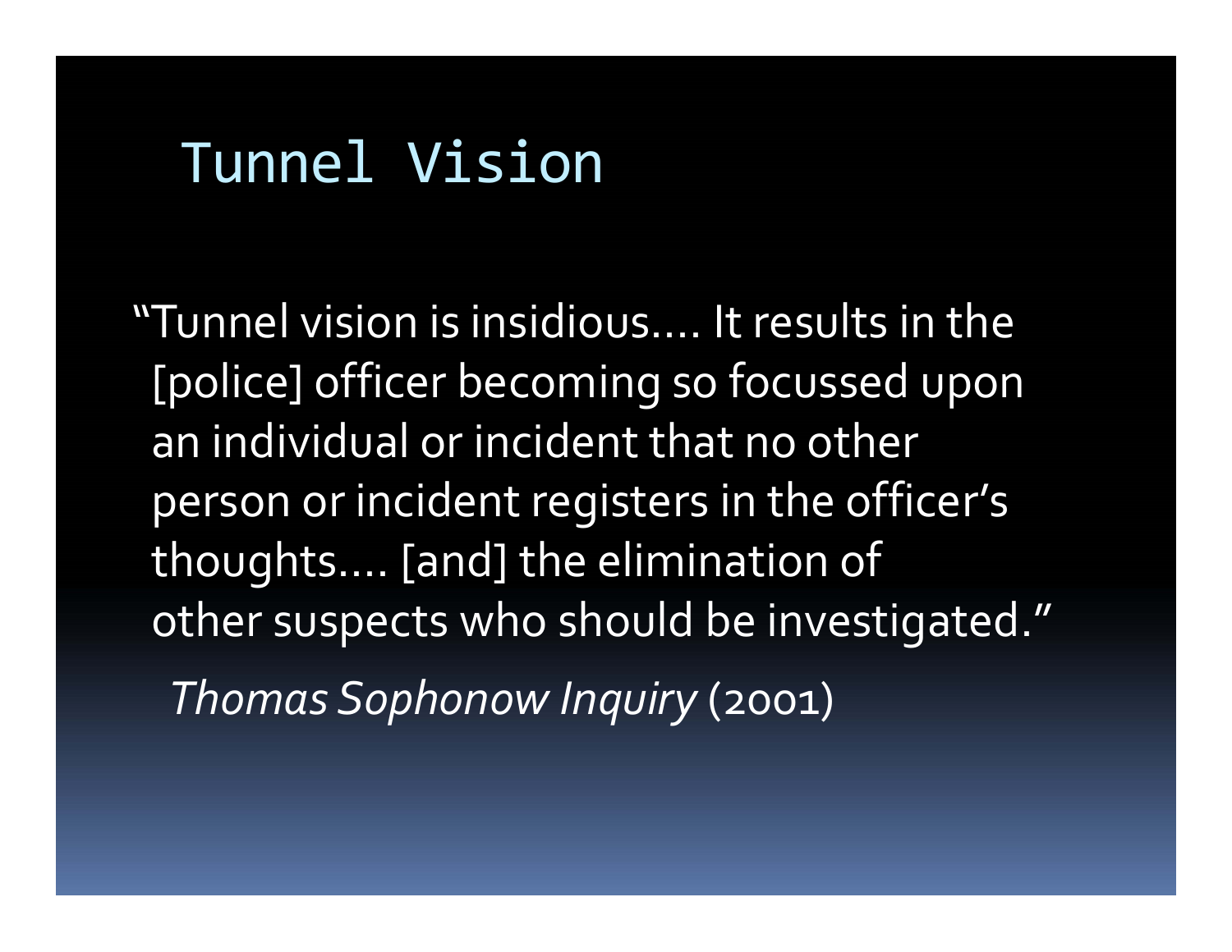# Tunnel Vision

"Tunnel vision is insidious.... It results in the [police] officer becoming so focussed upon an individual or incident that no other person or incident registers in the officer's thoughts.... [and] the elimination of other suspects who should be investigated."

*Thomas Sophonow Inquiry* (2001)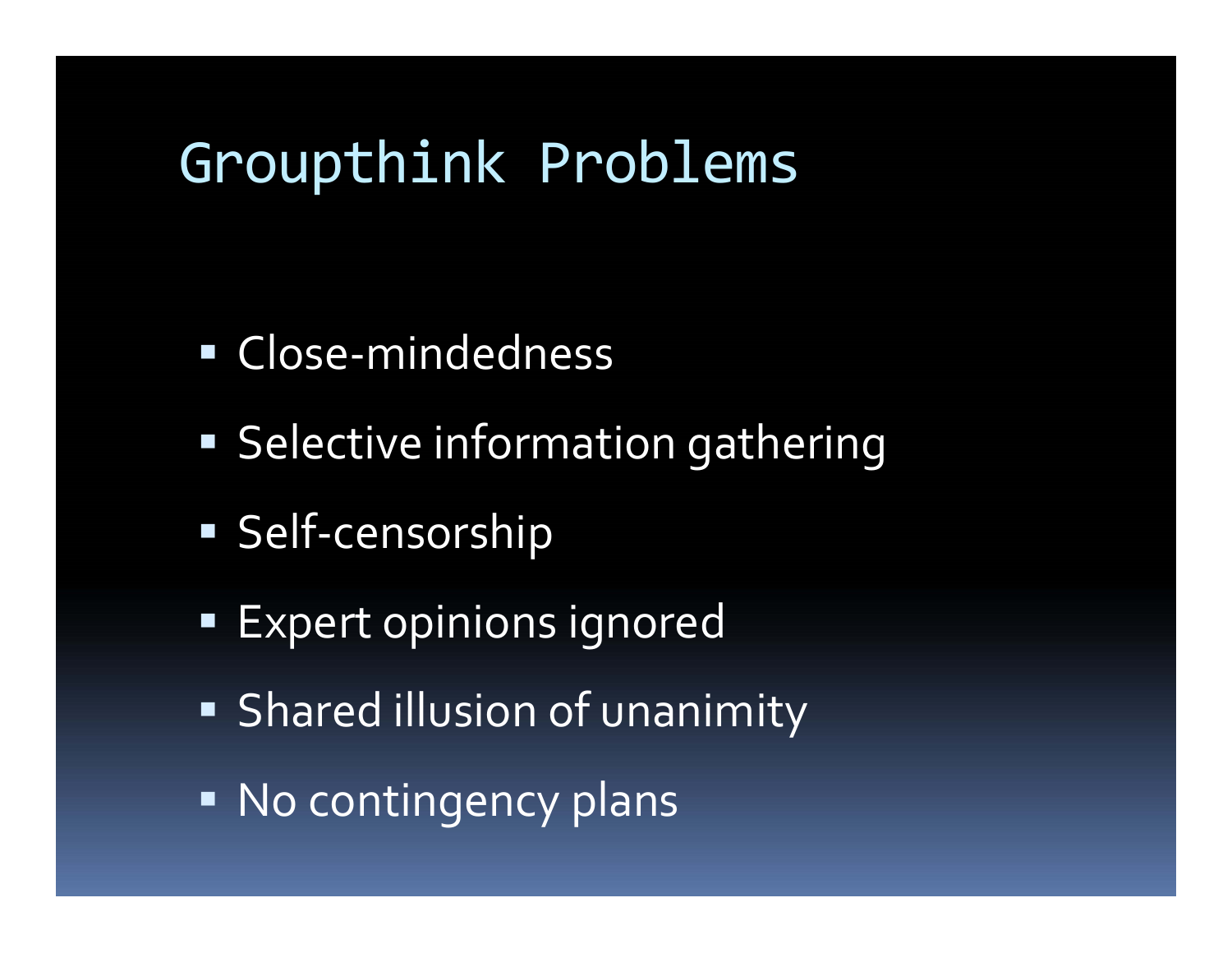# Groupthink Problems

- Close-mindedness
- Selective information gathering
- Self-censorship
- Expert opinions ignored
- Shared illusion of unanimity
- No contingency plans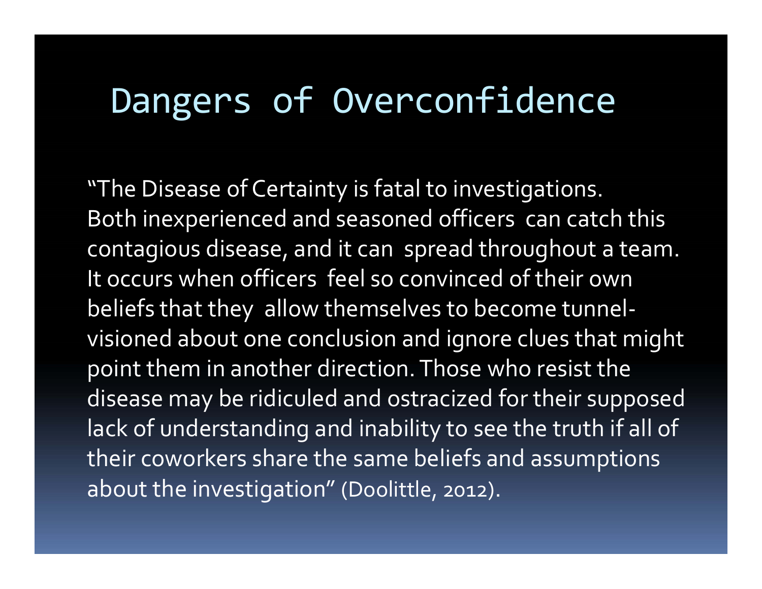# Dangers of Overconfidence

"The Disease of Certainty is fatal to investigations. Both inexperienced and seasoned officers can catch this contagious disease, and it can spread throughout a team. It occurs when officers feel so convinced of their own beliefs that they allow themselves to become tunnel-visioned about one conclusion and ignore clues that might point them in another direction. Those who resist the disease may be ridiculed and ostracized for their supposed lack of understanding and inability to see the truth if all of their coworkers share the same beliefs and assumptions about the investigation" (Doolittle, 2012).